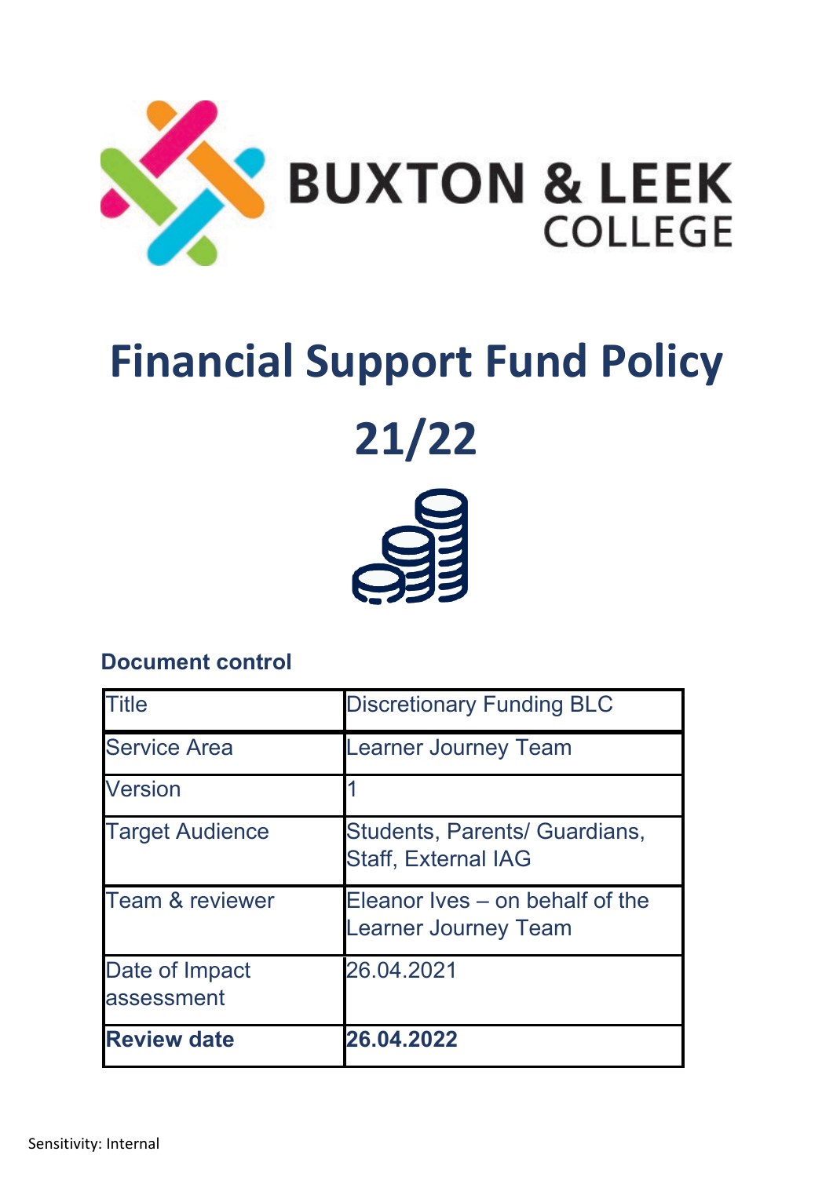BUXTON & LEEK COLLEGE

# Financial Support Fund Policy

# 21/22

### Document control

| Title | Discretionary Funding BLC |
|---|---|
| Service Area | Learner Journey Team |
| Version | 1 |
| Target Audience | Students, Parents/ Guardians, Staff, External IAG |
| Team & reviewer | Eleanor Ives – on behalf of the Learner Journey Team |
| Date of Impact assessment | 26.04.2021 |
| **Review date** | **26.04.2022** |

Sensitivity: Internal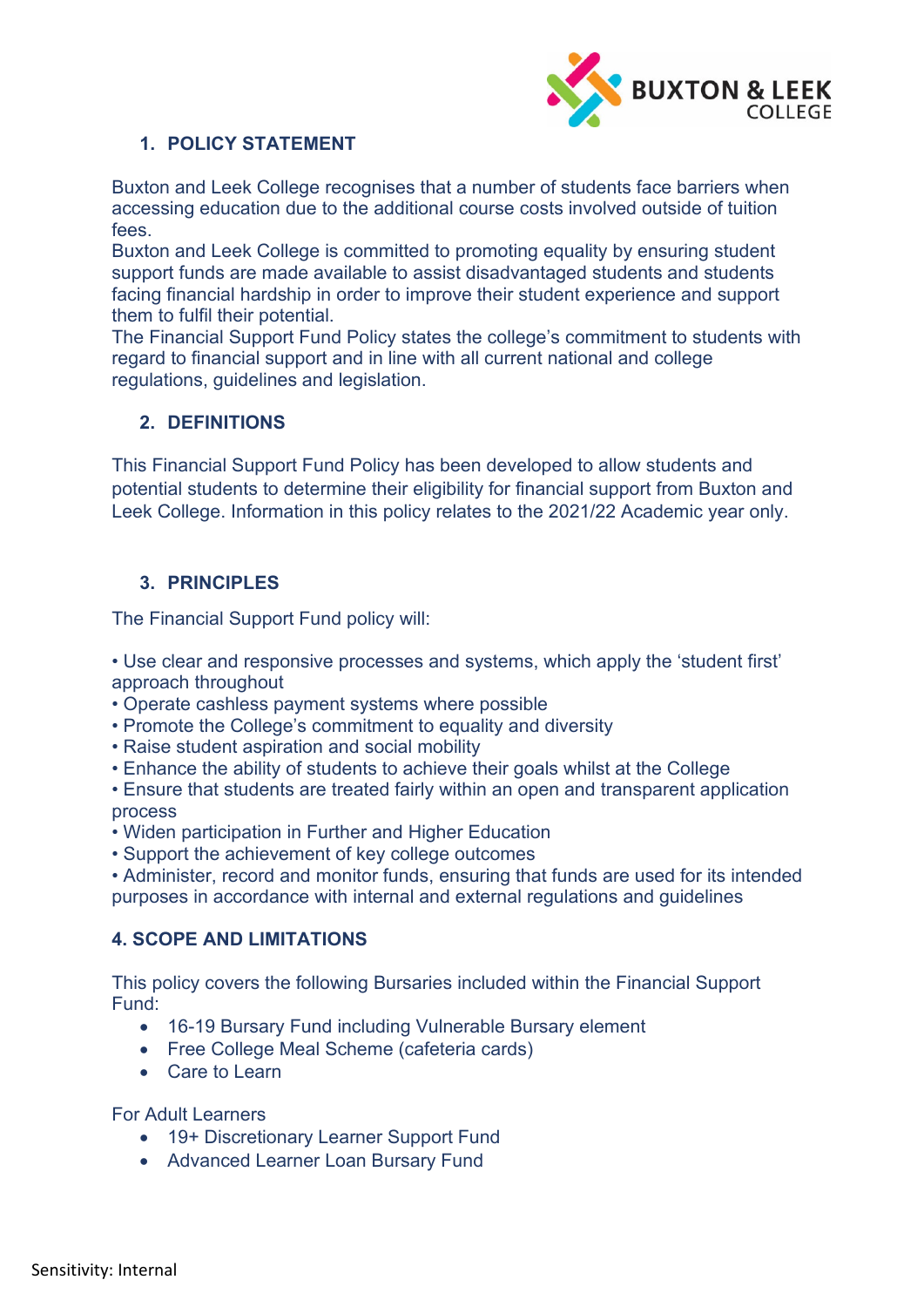## 1. POLICY STATEMENT

Buxton and Leek College recognises that a number of students face barriers when accessing education due to the additional course costs involved outside of tuition fees.

Buxton and Leek College is committed to promoting equality by ensuring student support funds are made available to assist disadvantaged students and students facing financial hardship in order to improve their student experience and support them to fulfil their potential.

The Financial Support Fund Policy states the college's commitment to students with regard to financial support and in line with all current national and college regulations, guidelines and legislation.

## 2. DEFINITIONS

This Financial Support Fund Policy has been developed to allow students and potential students to determine their eligibility for financial support from Buxton and Leek College. Information in this policy relates to the 2021/22 Academic year only.

## 3. PRINCIPLES

The Financial Support Fund policy will:

- Use clear and responsive processes and systems, which apply the 'student first' approach throughout
- Operate cashless payment systems where possible
- Promote the College's commitment to equality and diversity
- Raise student aspiration and social mobility
- Enhance the ability of students to achieve their goals whilst at the College
- Ensure that students are treated fairly within an open and transparent application process
- Widen participation in Further and Higher Education
- Support the achievement of key college outcomes
- Administer, record and monitor funds, ensuring that funds are used for its intended purposes in accordance with internal and external regulations and guidelines

## 4. SCOPE AND LIMITATIONS

This policy covers the following Bursaries included within the Financial Support Fund:

- 16-19 Bursary Fund including Vulnerable Bursary element
- Free College Meal Scheme (cafeteria cards)
- Care to Learn

For Adult Learners

- 19+ Discretionary Learner Support Fund
- Advanced Learner Loan Bursary Fund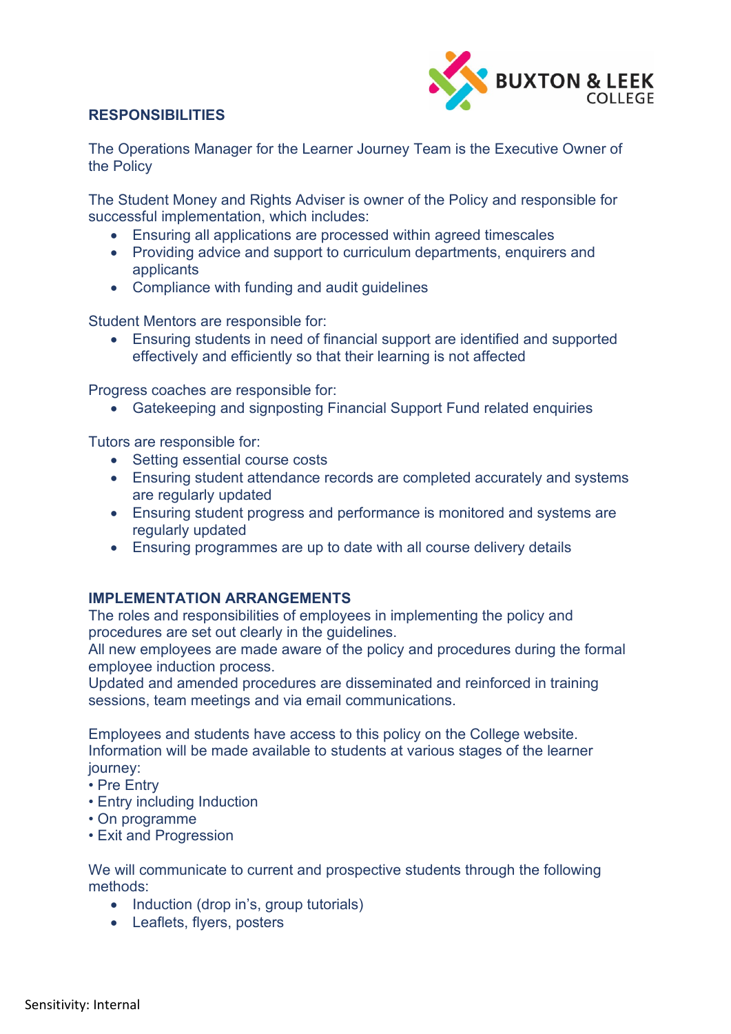## RESPONSIBILITIES

The Operations Manager for the Learner Journey Team is the Executive Owner of the Policy

The Student Money and Rights Adviser is owner of the Policy and responsible for successful implementation, which includes:

- Ensuring all applications are processed within agreed timescales
- Providing advice and support to curriculum departments, enquirers and applicants
- Compliance with funding and audit guidelines

Student Mentors are responsible for:

- Ensuring students in need of financial support are identified and supported effectively and efficiently so that their learning is not affected

Progress coaches are responsible for:

- Gatekeeping and signposting Financial Support Fund related enquiries

Tutors are responsible for:

- Setting essential course costs
- Ensuring student attendance records are completed accurately and systems are regularly updated
- Ensuring student progress and performance is monitored and systems are regularly updated
- Ensuring programmes are up to date with all course delivery details

## IMPLEMENTATION ARRANGEMENTS

The roles and responsibilities of employees in implementing the policy and procedures are set out clearly in the guidelines.
All new employees are made aware of the policy and procedures during the formal employee induction process.
Updated and amended procedures are disseminated and reinforced in training sessions, team meetings and via email communications.

Employees and students have access to this policy on the College website.
Information will be made available to students at various stages of the learner journey:

- Pre Entry
- Entry including Induction
- On programme
- Exit and Progression

We will communicate to current and prospective students through the following methods:

- Induction (drop in's, group tutorials)
- Leaflets, flyers, posters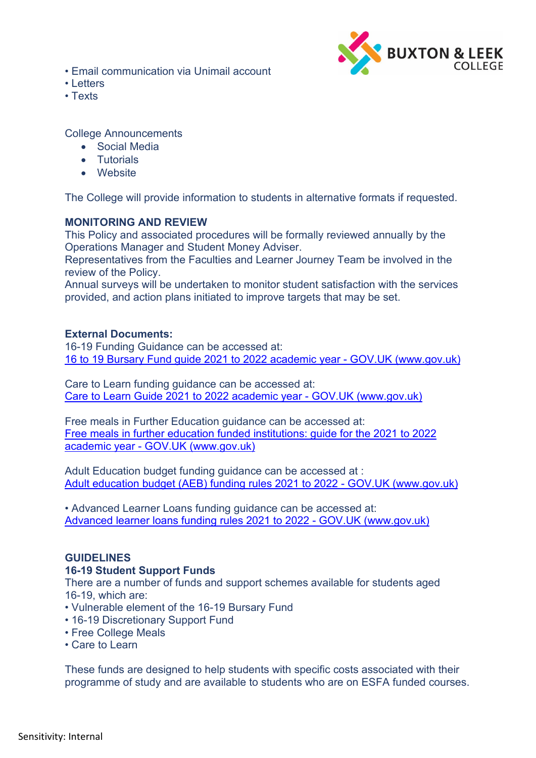- Email communication via Unimail account
- Letters
- Texts

College Announcements

- Social Media
- Tutorials
- Website

The College will provide information to students in alternative formats if requested.

**MONITORING AND REVIEW**

This Policy and associated procedures will be formally reviewed annually by the Operations Manager and Student Money Adviser.

Representatives from the Faculties and Learner Journey Team be involved in the review of the Policy.

Annual surveys will be undertaken to monitor student satisfaction with the services provided, and action plans initiated to improve targets that may be set.

**External Documents:**

16-19 Funding Guidance can be accessed at:
16 to 19 Bursary Fund guide 2021 to 2022 academic year - GOV.UK (www.gov.uk)

Care to Learn funding guidance can be accessed at:
Care to Learn Guide 2021 to 2022 academic year - GOV.UK (www.gov.uk)

Free meals in Further Education guidance can be accessed at:
Free meals in further education funded institutions: guide for the 2021 to 2022 academic year - GOV.UK (www.gov.uk)

Adult Education budget funding guidance can be accessed at :
Adult education budget (AEB) funding rules 2021 to 2022 - GOV.UK (www.gov.uk)

- Advanced Learner Loans funding guidance can be accessed at:
Advanced learner loans funding rules 2021 to 2022 - GOV.UK (www.gov.uk)

**GUIDELINES**

**16-19 Student Support Funds**

There are a number of funds and support schemes available for students aged 16-19, which are:

- Vulnerable element of the 16-19 Bursary Fund
- 16-19 Discretionary Support Fund
- Free College Meals
- Care to Learn

These funds are designed to help students with specific costs associated with their programme of study and are available to students who are on ESFA funded courses.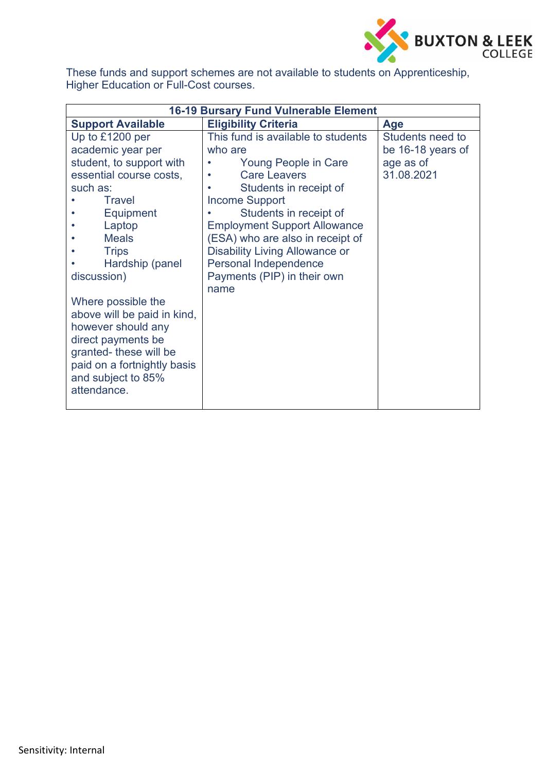These funds and support schemes are not available to students on Apprenticeship, Higher Education or Full-Cost courses.

| **16-19 Bursary Fund Vulnerable Element** | | |
|---|---|---|
| **Support Available** | **Eligibility Criteria** | **Age** |
| Up to £1200 per academic year per student, to support with essential course costs, such as:<br>• Travel<br>• Equipment<br>• Laptop<br>• Meals<br>• Trips<br>• Hardship (panel discussion)<br><br>Where possible the above will be paid in kind, however should any direct payments be granted- these will be paid on a fortnightly basis and subject to 85% attendance. | This fund is available to students who are<br>• Young People in Care<br>• Care Leavers<br>• Students in receipt of Income Support<br>• Students in receipt of Employment Support Allowance (ESA) who are also in receipt of Disability Living Allowance or Personal Independence Payments (PIP) in their own name | Students need to be 16-18 years of age as of 31.08.2021 |

Sensitivity: Internal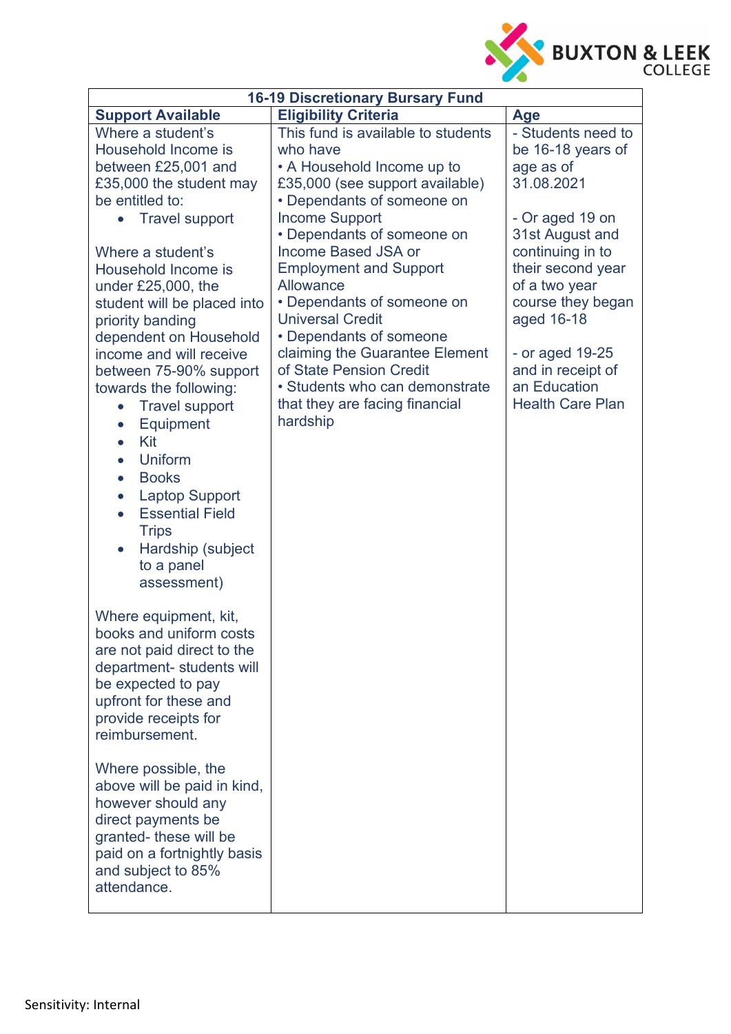| 16-19 Discretionary Bursary Fund | | |
|---|---|---|
| **Support Available** | **Eligibility Criteria** | **Age** |
| Where a student's Household Income is between £25,001 and £35,000 the student may be entitled to:<br>• Travel support<br><br>Where a student's Household Income is under £25,000, the student will be placed into priority banding dependent on Household income and will receive between 75-90% support towards the following:<br>• Travel support<br>• Equipment<br>• Kit<br>• Uniform<br>• Books<br>• Laptop Support<br>• Essential Field Trips<br>• Hardship (subject to a panel assessment)<br><br>Where equipment, kit, books and uniform costs are not paid direct to the department- students will be expected to pay upfront for these and provide receipts for reimbursement.<br><br>Where possible, the above will be paid in kind, however should any direct payments be granted- these will be paid on a fortnightly basis and subject to 85% attendance. | This fund is available to students who have<br>• A Household Income up to £35,000 (see support available)<br>• Dependants of someone on Income Support<br>• Dependants of someone on Income Based JSA or Employment and Support Allowance<br>• Dependants of someone on Universal Credit<br>• Dependants of someone claiming the Guarantee Element of State Pension Credit<br>• Students who can demonstrate that they are facing financial hardship | - Students need to be 16-18 years of age as of 31.08.2021<br><br>- Or aged 19 on 31st August and continuing in to their second year of a two year course they began aged 16-18<br><br>- or aged 19-25 and in receipt of an Education Health Care Plan |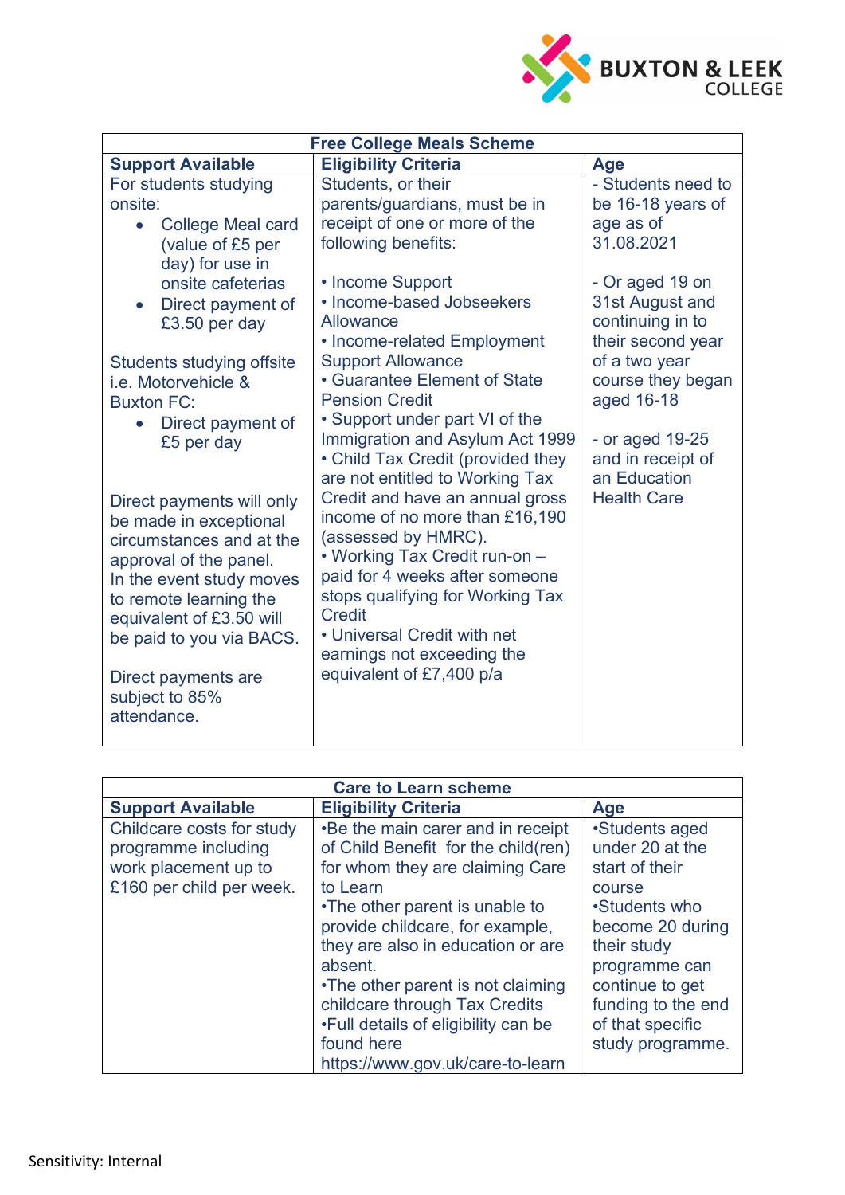| Free College Meals Scheme | | |
|---|---|---|
| **Support Available** | **Eligibility Criteria** | **Age** |
| For students studying onsite:<br>• College Meal card (value of £5 per day) for use in onsite cafeterias<br>• Direct payment of £3.50 per day<br><br>Students studying offsite i.e. Motorvehicle & Buxton FC:<br>• Direct payment of £5 per day<br><br>Direct payments will only be made in exceptional circumstances and at the approval of the panel.<br>In the event study moves to remote learning the equivalent of £3.50 will be paid to you via BACS.<br><br>Direct payments are subject to 85% attendance. | Students, or their parents/guardians, must be in receipt of one or more of the following benefits:<br><br>• Income Support<br>• Income-based Jobseekers Allowance<br>• Income-related Employment Support Allowance<br>• Guarantee Element of State Pension Credit<br>• Support under part VI of the Immigration and Asylum Act 1999<br>• Child Tax Credit (provided they are not entitled to Working Tax Credit and have an annual gross income of no more than £16,190 (assessed by HMRC).<br>• Working Tax Credit run-on – paid for 4 weeks after someone stops qualifying for Working Tax Credit<br>• Universal Credit with net earnings not exceeding the equivalent of £7,400 p/a | - Students need to be 16-18 years of age as of 31.08.2021<br><br>- Or aged 19 on 31st August and continuing in to their second year of a two year course they began aged 16-18<br><br>- or aged 19-25 and in receipt of an Education Health Care |

| Care to Learn scheme | | |
|---|---|---|
| **Support Available** | **Eligibility Criteria** | **Age** |
| Childcare costs for study programme including work placement up to £160 per child per week. | •Be the main carer and in receipt of Child Benefit for the child(ren) for whom they are claiming Care to Learn<br>•The other parent is unable to provide childcare, for example, they are also in education or are absent.<br>•The other parent is not claiming childcare through Tax Credits<br>•Full details of eligibility can be found here https://www.gov.uk/care-to-learn | •Students aged under 20 at the start of their course<br>•Students who become 20 during their study programme can continue to get funding to the end of that specific study programme. |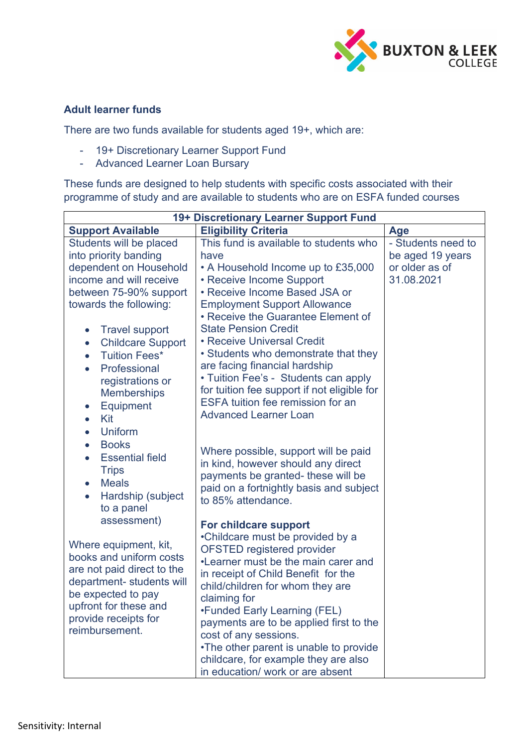### Adult learner funds

There are two funds available for students aged 19+, which are:

- 19+ Discretionary Learner Support Fund
- Advanced Learner Loan Bursary

These funds are designed to help students with specific costs associated with their programme of study and are available to students who are on ESFA funded courses

| 19+ Discretionary Learner Support Fund | | |
|---|---|---|
| **Support Available** | **Eligibility Criteria** | **Age** |
| Students will be placed into priority banding dependent on Household income and will receive between 75-90% support towards the following:<br><br>• Travel support<br>• Childcare Support<br>• Tuition Fees*<br>• Professional registrations or Memberships<br>• Equipment<br>• Kit<br>• Uniform<br>• Books<br>• Essential field Trips<br>• Meals<br>• Hardship (subject to a panel assessment)<br><br>Where equipment, kit, books and uniform costs are not paid direct to the department- students will be expected to pay upfront for these and provide receipts for reimbursement. | This fund is available to students who have<br>• A Household Income up to £35,000<br>• Receive Income Support<br>• Receive Income Based JSA or Employment Support Allowance<br>• Receive the Guarantee Element of State Pension Credit<br>• Receive Universal Credit<br>• Students who demonstrate that they are facing financial hardship<br>• Tuition Fee's - Students can apply for tuition fee support if not eligible for ESFA tuition fee remission for an Advanced Learner Loan<br><br>Where possible, support will be paid in kind, however should any direct payments be granted- these will be paid on a fortnightly basis and subject to 85% attendance.<br><br>**For childcare support**<br>•Childcare must be provided by a OFSTED registered provider<br>•Learner must be the main carer and in receipt of Child Benefit for the child/children for whom they are claiming for<br>•Funded Early Learning (FEL) payments are to be applied first to the cost of any sessions.<br>•The other parent is unable to provide childcare, for example they are also in education/ work or are absent | - Students need to be aged 19 years or older as of 31.08.2021 |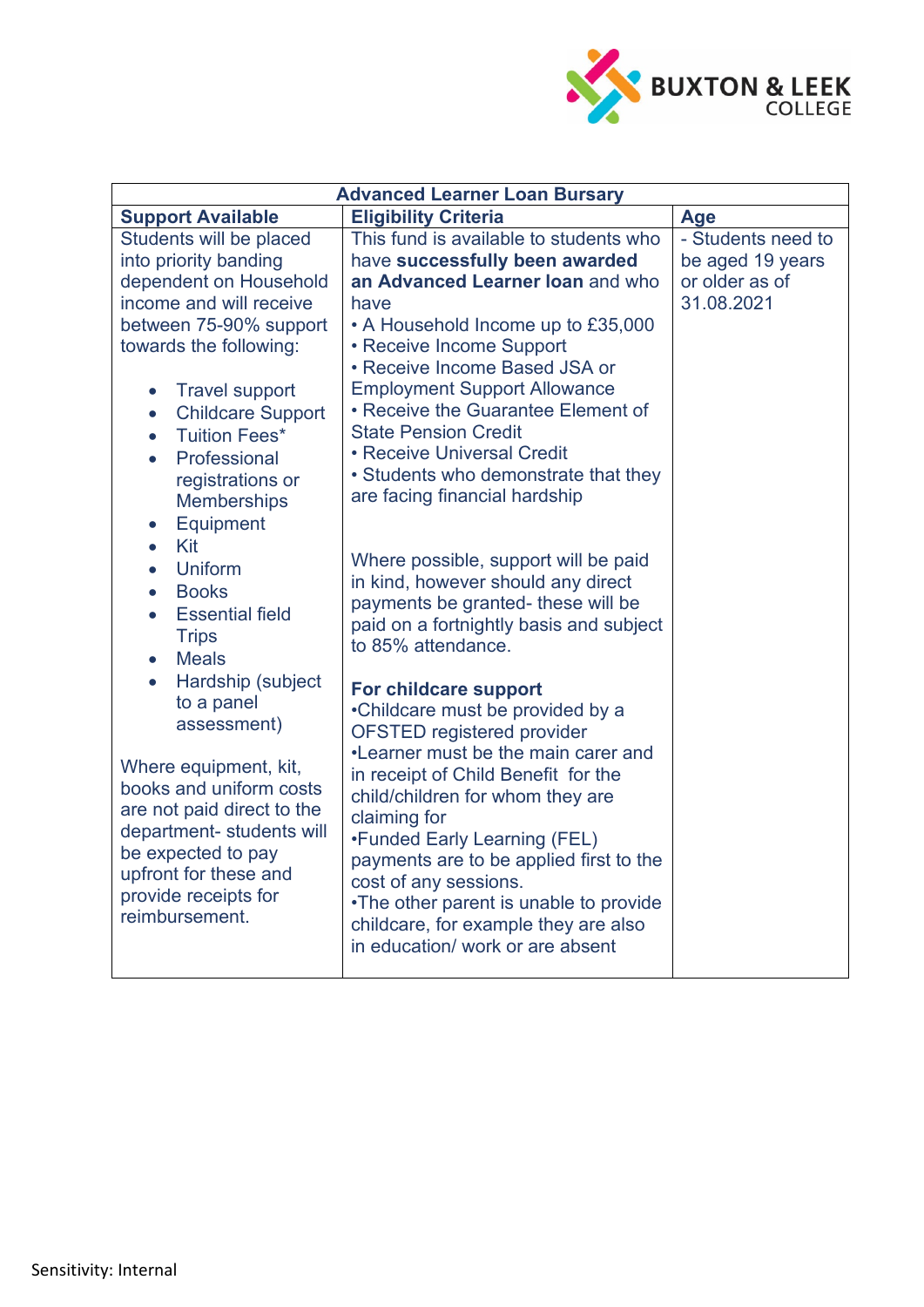| Advanced Learner Loan Bursary | | |
|---|---|---|
| **Support Available** | **Eligibility Criteria** | **Age** |
| Students will be placed into priority banding dependent on Household income and will receive between 75-90% support towards the following:<br><br>• Travel support<br>• Childcare Support<br>• Tuition Fees*<br>• Professional registrations or Memberships<br>• Equipment<br>• Kit<br>• Uniform<br>• Books<br>• Essential field Trips<br>• Meals<br>• Hardship (subject to a panel assessment)<br><br>Where equipment, kit, books and uniform costs are not paid direct to the department- students will be expected to pay upfront for these and provide receipts for reimbursement. | This fund is available to students who have **successfully been awarded an Advanced Learner loan** and who have<br>• A Household Income up to £35,000<br>• Receive Income Support<br>• Receive Income Based JSA or Employment Support Allowance<br>• Receive the Guarantee Element of State Pension Credit<br>• Receive Universal Credit<br>• Students who demonstrate that they are facing financial hardship<br><br>Where possible, support will be paid in kind, however should any direct payments be granted- these will be paid on a fortnightly basis and subject to 85% attendance.<br><br>**For childcare support**<br>•Childcare must be provided by a OFSTED registered provider<br>•Learner must be the main carer and in receipt of Child Benefit for the child/children for whom they are claiming for<br>•Funded Early Learning (FEL) payments are to be applied first to the cost of any sessions.<br>•The other parent is unable to provide childcare, for example they are also in education/ work or are absent | - Students need to be aged 19 years or older as of 31.08.2021 |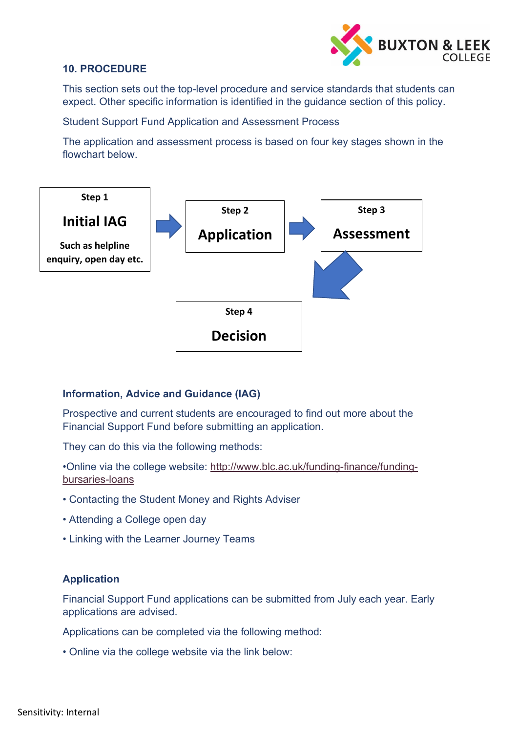## 10. PROCEDURE

This section sets out the top-level procedure and service standards that students can expect. Other specific information is identified in the guidance section of this policy.

Student Support Fund Application and Assessment Process

The application and assessment process is based on four key stages shown in the flowchart below.

**Step 1**
**Initial IAG**
**Such as helpline enquiry, open day etc.**

**Step 2**
**Application**

**Step 3**
**Assessment**

**Step 4**
**Decision**

### Information, Advice and Guidance (IAG)

Prospective and current students are encouraged to find out more about the Financial Support Fund before submitting an application.

They can do this via the following methods:

- Online via the college website: http://www.blc.ac.uk/funding-finance/funding-bursaries-loans
- Contacting the Student Money and Rights Adviser
- Attending a College open day
- Linking with the Learner Journey Teams

### Application

Financial Support Fund applications can be submitted from July each year. Early applications are advised.

Applications can be completed via the following method:

- Online via the college website via the link below: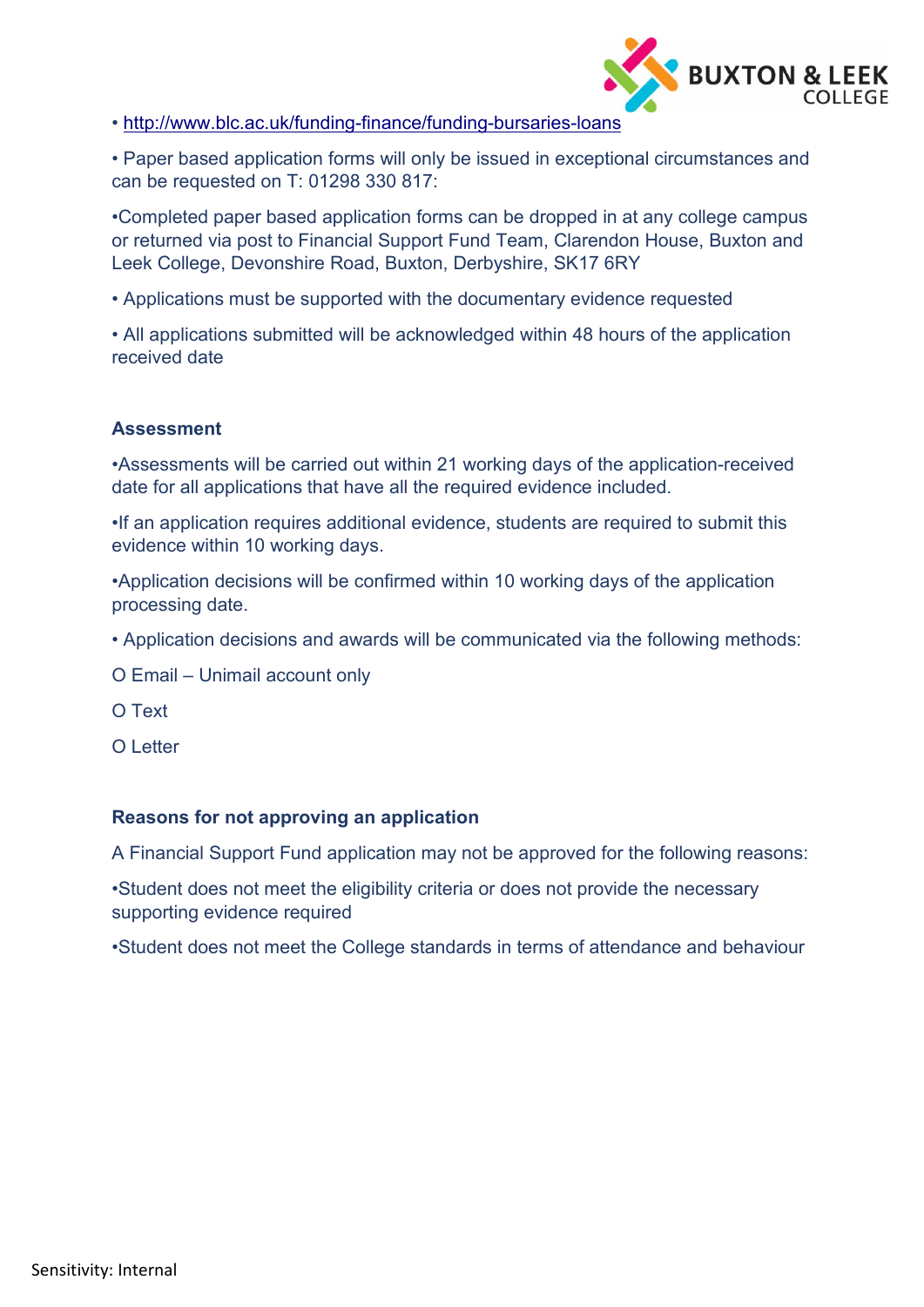- http://www.blc.ac.uk/funding-finance/funding-bursaries-loans
- Paper based application forms will only be issued in exceptional circumstances and can be requested on T: 01298 330 817:
- Completed paper based application forms can be dropped in at any college campus or returned via post to Financial Support Fund Team, Clarendon House, Buxton and Leek College, Devonshire Road, Buxton, Derbyshire, SK17 6RY
- Applications must be supported with the documentary evidence requested
- All applications submitted will be acknowledged within 48 hours of the application received date

### Assessment

- Assessments will be carried out within 21 working days of the application-received date for all applications that have all the required evidence included.
- If an application requires additional evidence, students are required to submit this evidence within 10 working days.
- Application decisions will be confirmed within 10 working days of the application processing date.
- Application decisions and awards will be communicated via the following methods:
  - Email – Unimail account only
  - Text
  - Letter

### Reasons for not approving an application

A Financial Support Fund application may not be approved for the following reasons:

- Student does not meet the eligibility criteria or does not provide the necessary supporting evidence required
- Student does not meet the College standards in terms of attendance and behaviour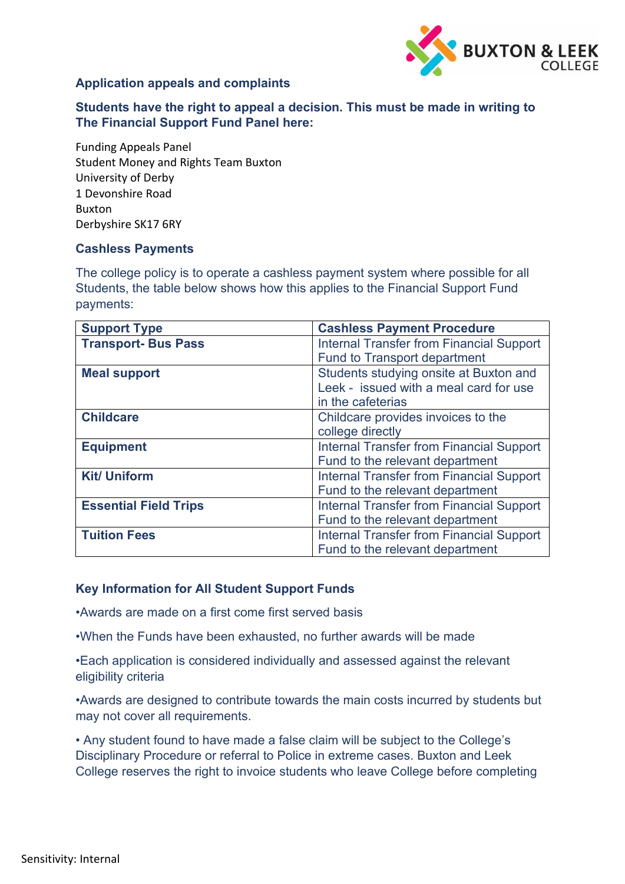## Application appeals and complaints

**Students have the right to appeal a decision. This must be made in writing to The Financial Support Fund Panel here:**

Funding Appeals Panel
Student Money and Rights Team Buxton
University of Derby
1 Devonshire Road
Buxton
Derbyshire SK17 6RY

## Cashless Payments

The college policy is to operate a cashless payment system where possible for all Students, the table below shows how this applies to the Financial Support Fund payments:

| Support Type | Cashless Payment Procedure |
|---|---|
| **Transport- Bus Pass** | Internal Transfer from Financial Support Fund to Transport department |
| **Meal support** | Students studying onsite at Buxton and Leek - issued with a meal card for use in the cafeterias |
| **Childcare** | Childcare provides invoices to the college directly |
| **Equipment** | Internal Transfer from Financial Support Fund to the relevant department |
| **Kit/ Uniform** | Internal Transfer from Financial Support Fund to the relevant department |
| **Essential Field Trips** | Internal Transfer from Financial Support Fund to the relevant department |
| **Tuition Fees** | Internal Transfer from Financial Support Fund to the relevant department |

## Key Information for All Student Support Funds

•Awards are made on a first come first served basis

•When the Funds have been exhausted, no further awards will be made

•Each application is considered individually and assessed against the relevant eligibility criteria

•Awards are designed to contribute towards the main costs incurred by students but may not cover all requirements.

• Any student found to have made a false claim will be subject to the College's Disciplinary Procedure or referral to Police in extreme cases. Buxton and Leek College reserves the right to invoice students who leave College before completing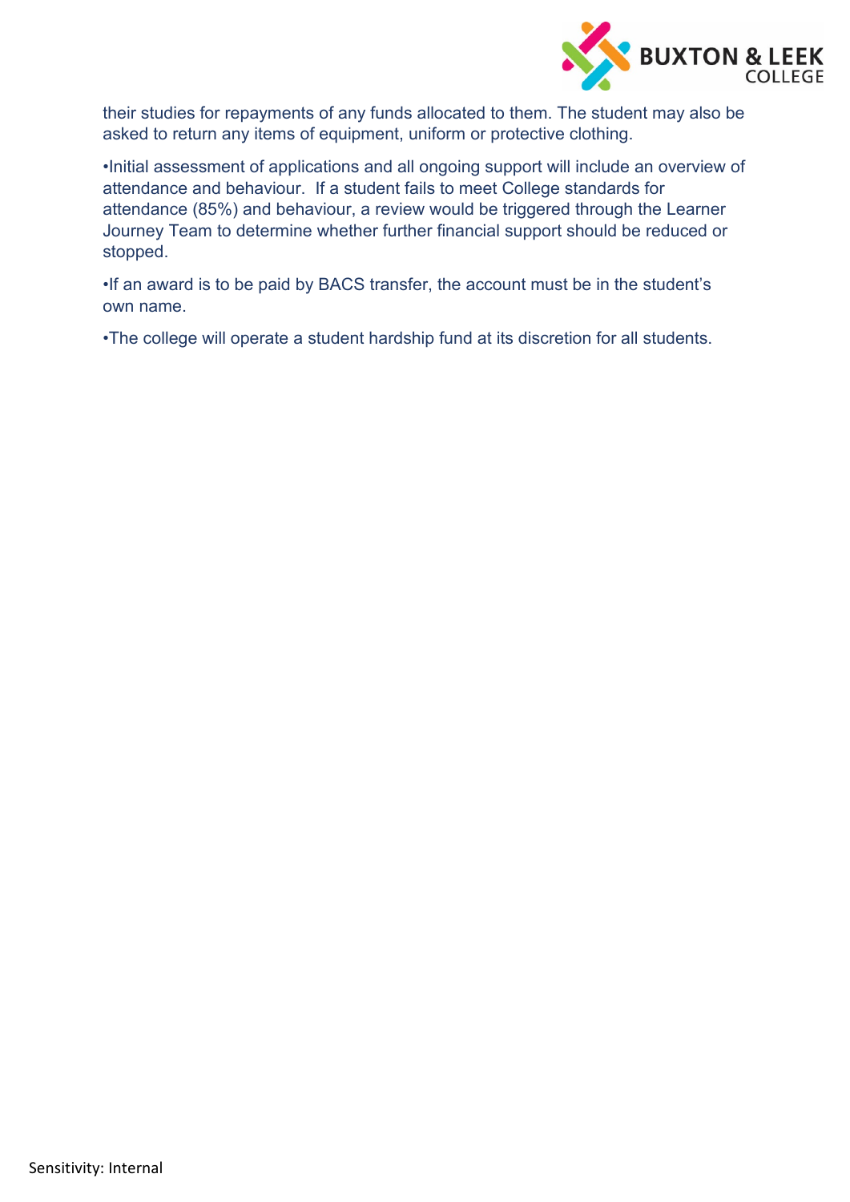their studies for repayments of any funds allocated to them. The student may also be asked to return any items of equipment, uniform or protective clothing.

•Initial assessment of applications and all ongoing support will include an overview of attendance and behaviour. If a student fails to meet College standards for attendance (85%) and behaviour, a review would be triggered through the Learner Journey Team to determine whether further financial support should be reduced or stopped.

•If an award is to be paid by BACS transfer, the account must be in the student's own name.

•The college will operate a student hardship fund at its discretion for all students.